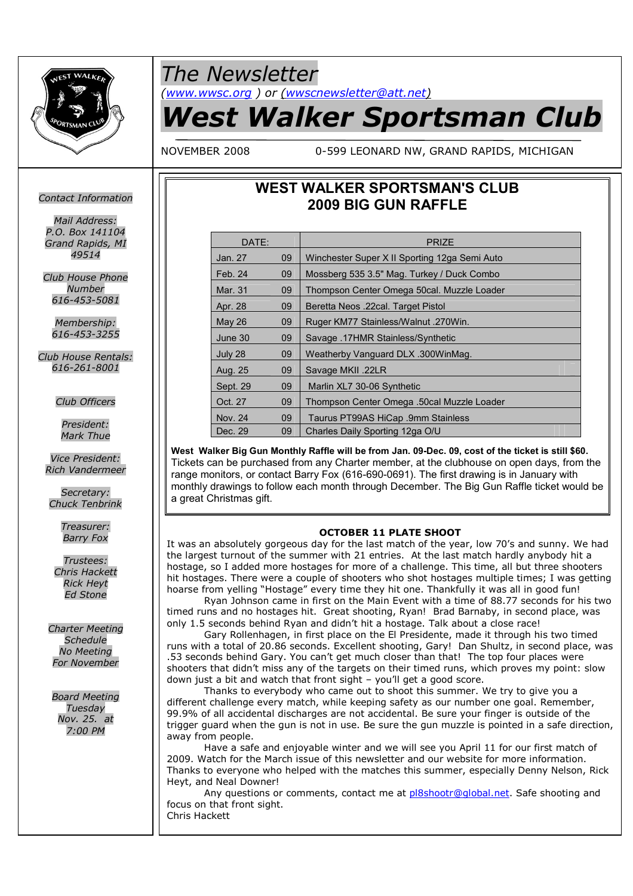# The Newsletter

*(www.wwsc.org ) or (wwscnewsletter@att.net)*

# West Walker Sportsman Club

NOVEMBER 2008 0-599 LEONARD NW, GRAND RAPIDS, MICHIGAN

*Contact Information*

*Mail Address:*
*P.O. Box 141104*
*Grand Rapids, MI 49514*

*Club House Phone Number*
*616-453-5081*

*Membership:*
*616-453-3255*

*Club House Rentals:*
*616-261-8001*

*Club Officers*

*President:*
*Mark Thue*

*Vice President:*
*Rich Vandermeer*

*Secretary:*
*Chuck Tenbrink*

*Treasurer:*
*Barry Fox*

*Trustees:*
*Chris Hackett*
*Rick Heyt*
*Ed Stone*

*Charter Meeting Schedule*
*No Meeting For November*

*Board Meeting*
*Tuesday*
*Nov. 25. at 7:00 PM*

## WEST WALKER SPORTSMAN'S CLUB 2009 BIG GUN RAFFLE

| DATE: | | PRIZE |
|---|---|---|
| Jan. 27 | 09 | Winchester Super X II Sporting 12ga Semi Auto |
| Feb. 24 | 09 | Mossberg 535 3.5" Mag. Turkey / Duck Combo |
| Mar. 31 | 09 | Thompson Center Omega 50cal. Muzzle Loader |
| Apr. 28 | 09 | Beretta Neos .22cal. Target Pistol |
| May 26 | 09 | Ruger KM77 Stainless/Walnut .270Win. |
| June 30 | 09 | Savage .17HMR Stainless/Synthetic |
| July 28 | 09 | Weatherby Vanguard DLX .300WinMag. |
| Aug. 25 | 09 | Savage MKII .22LR |
| Sept. 29 | 09 | Marlin XL7 30-06 Synthetic |
| Oct. 27 | 09 | Thompson Center Omega .50cal Muzzle Loader |
| Nov. 24 | 09 | Taurus PT99AS HiCap .9mm Stainless |
| Dec. 29 | 09 | Charles Daily Sporting 12ga O/U |

**West Walker Big Gun Monthly Raffle will be from Jan. 09-Dec. 09, cost of the ticket is still $60.** Tickets can be purchased from any Charter member, at the clubhouse on open days, from the range monitors, or contact Barry Fox (616-690-0691). The first drawing is in January with monthly drawings to follow each month through December. The Big Gun Raffle ticket would be a great Christmas gift.

### OCTOBER 11 PLATE SHOOT

It was an absolutely gorgeous day for the last match of the year, low 70's and sunny. We had the largest turnout of the summer with 21 entries. At the last match hardly anybody hit a hostage, so I added more hostages for more of a challenge. This time, all but three shooters hit hostages. There were a couple of shooters who shot hostages multiple times; I was getting hoarse from yelling "Hostage" every time they hit one. Thankfully it was all in good fun!

Ryan Johnson came in first on the Main Event with a time of 88.77 seconds for his two timed runs and no hostages hit. Great shooting, Ryan! Brad Barnaby, in second place, was only 1.5 seconds behind Ryan and didn't hit a hostage. Talk about a close race!

Gary Rollenhagen, in first place on the El Presidente, made it through his two timed runs with a total of 20.86 seconds. Excellent shooting, Gary! Dan Shultz, in second place, was .53 seconds behind Gary. You can't get much closer than that! The top four places were shooters that didn't miss any of the targets on their timed runs, which proves my point: slow down just a bit and watch that front sight – you'll get a good score.

Thanks to everybody who came out to shoot this summer. We try to give you a different challenge every match, while keeping safety as our number one goal. Remember, 99.9% of all accidental discharges are not accidental. Be sure your finger is outside of the trigger guard when the gun is not in use. Be sure the gun muzzle is pointed in a safe direction, away from people.

Have a safe and enjoyable winter and we will see you April 11 for our first match of 2009. Watch for the March issue of this newsletter and our website for more information. Thanks to everyone who helped with the matches this summer, especially Denny Nelson, Rick Heyt, and Neal Downer!

Any questions or comments, contact me at pl8shootr@global.net. Safe shooting and focus on that front sight.
Chris Hackett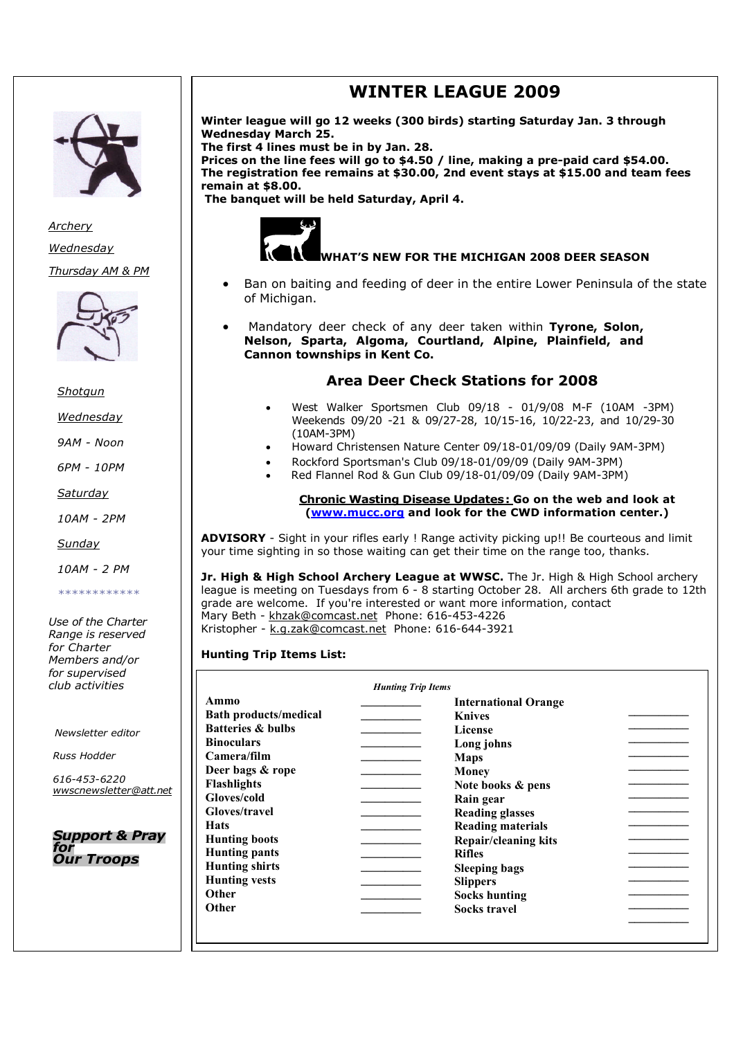*Archery*

*Wednesday*

*Thursday AM & PM*

*Shotgun*

*Wednesday*

*9AM - Noon*

*6PM - 10PM*

*Saturday*

*10AM - 2PM*

*Sunday*

*10AM - 2 PM*

************

*Use of the Charter Range is reserved for Charter Members and/or for supervised club activities*

*Newsletter editor*

*Russ Hodder*

*616-453-6220*

*wwscnewsletter@att.net*

***Support & Pray for Our Troops***

# WINTER LEAGUE 2009

**Winter league will go 12 weeks (300 birds) starting Saturday Jan. 3 through Wednesday March 25.**
**The first 4 lines must be in by Jan. 28.**
**Prices on the line fees will go to $4.50 / line, making a pre-paid card $54.00.**
**The registration fee remains at $30.00, 2nd event stays at $15.00 and team fees remain at $8.00.**
**The banquet will be held Saturday, April 4.**

## WHAT'S NEW FOR THE MICHIGAN 2008 DEER SEASON

- Ban on baiting and feeding of deer in the entire Lower Peninsula of the state of Michigan.
- Mandatory deer check of any deer taken within **Tyrone, Solon, Nelson, Sparta, Algoma, Courtland, Alpine, Plainfield, and Cannon townships in Kent Co.**

## Area Deer Check Stations for 2008

- West Walker Sportsmen Club 09/18 - 01/9/08 M-F (10AM -3PM) Weekends 09/20 -21 & 09/27-28, 10/15-16, 10/22-23, and 10/29-30 (10AM-3PM)
- Howard Christensen Nature Center 09/18-01/09/09 (Daily 9AM-3PM)
- Rockford Sportsman's Club 09/18-01/09/09 (Daily 9AM-3PM)
- Red Flannel Rod & Gun Club 09/18-01/09/09 (Daily 9AM-3PM)

**Chronic Wasting Disease Updates: Go on the web and look at (www.mucc.org and look for the CWD information center.)**

**ADVISORY** - Sight in your rifles early ! Range activity picking up!! Be courteous and limit your time sighting in so those waiting can get their time on the range too, thanks.

**Jr. High & High School Archery League at WWSC.** The Jr. High & High School archery league is meeting on Tuesdays from 6 - 8 starting October 28. All archers 6th grade to 12th grade are welcome. If you're interested or want more information, contact
Mary Beth - khzak@comcast.net Phone: 616-453-4226
Kristopher - k.g.zak@comcast.net Phone: 616-644-3921

**Hunting Trip Items List:**

*Hunting Trip Items*

| | | | |
|---|---|---|---|
| **Ammo** | ________ | **International Orange** | ________ |
| **Bath products/medical** | ________ | **Knives** | ________ |
| **Batteries & bulbs** | ________ | **License** | ________ |
| **Binoculars** | ________ | **Long johns** | ________ |
| **Camera/film** | ________ | **Maps** | ________ |
| **Deer bags & rope** | ________ | **Money** | ________ |
| **Flashlights** | ________ | **Note books & pens** | ________ |
| **Gloves/cold** | ________ | **Rain gear** | ________ |
| **Gloves/travel** | ________ | **Reading glasses** | ________ |
| **Hats** | ________ | **Reading materials** | ________ |
| **Hunting boots** | ________ | **Repair/cleaning kits** | ________ |
| **Hunting pants** | ________ | **Rifles** | ________ |
| **Hunting shirts** | ________ | **Sleeping bags** | ________ |
| **Hunting vests** | ________ | **Slippers** | ________ |
| **Other** | ________ | **Socks hunting** | ________ |
| **Other** | ________ | **Socks travel** | ________ |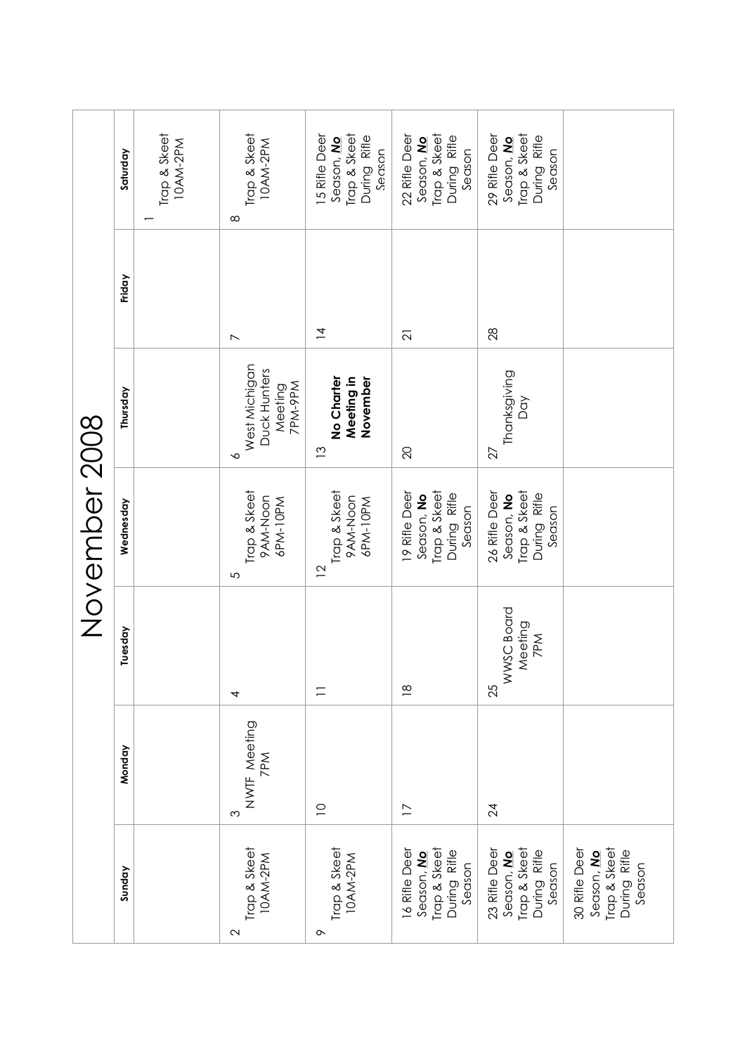# November 2008

| Sunday | Monday | Tuesday | Wednesday | Thursday | Friday | Saturday |
|---|---|---|---|---|---|---|
| | | | | | | 1 Trap & Skeet 10AM-2PM |
| 2 Trap & Skeet 10AM-2PM | 3 NWTF Meeting 7PM | 4 | 5 Trap & Skeet 9AM-Noon 6PM-10PM | 6 West Michigan Duck Hunters Meeting 7PM-9PM | 7 | 8 Trap & Skeet 10AM-2PM |
| 9 Trap & Skeet 10AM-2PM | 10 | 11 | 12 Trap & Skeet 9AM-Noon 6PM-10PM | 13 **No Charter Meeting in November** | 14 | 15 Rifle Deer Season, ***No*** Trap & Skeet During Rifle Season |
| 16 Rifle Deer Season, ***No*** Trap & Skeet During Rifle Season | 17 | 18 | 19 Rifle Deer Season, **No** Trap & Skeet During Rifle Season | 20 | 21 | 22 Rifle Deer Season, ***No*** Trap & Skeet During Rifle Season |
| 23 Rifle Deer Season, ***No*** Trap & Skeet During Rifle Season | 24 | 25 WWSC Board Meeting 7PM | 26 Rifle Deer Season, **No** Trap & Skeet During Rifle Season | 27 Thanksgiving Day | 28 | 29 Rifle Deer Season, ***No*** Trap & Skeet During Rifle Season |
| 30 Rifle Deer Season, ***No*** Trap & Skeet During Rifle Season | | | | | | |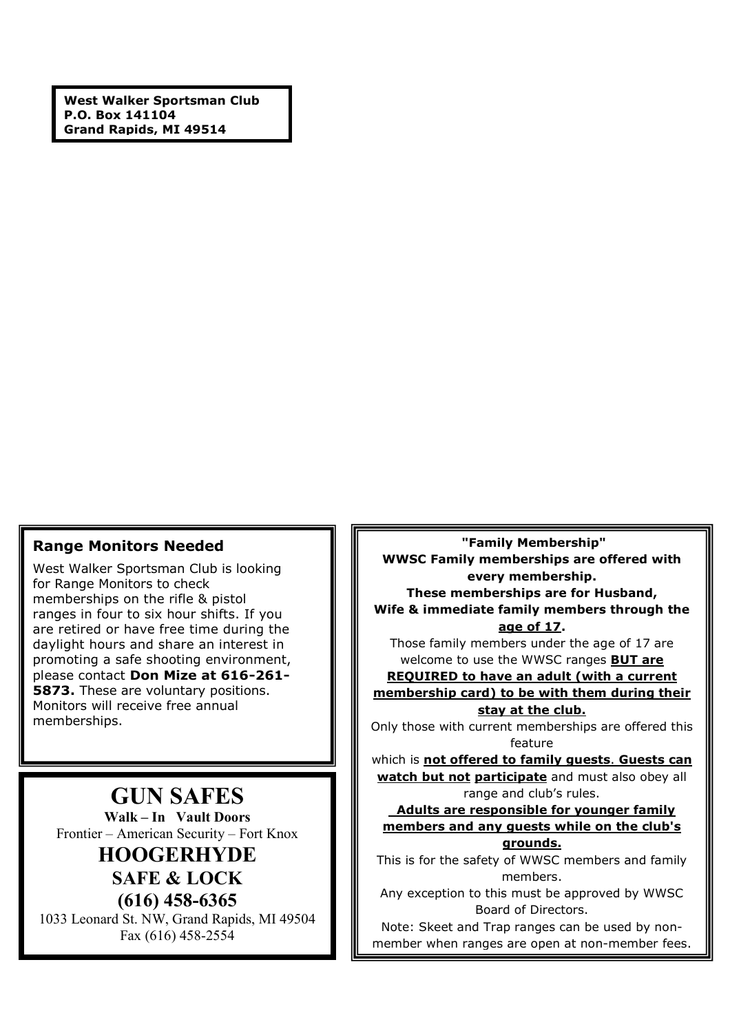**West Walker Sportsman Club**
**P.O. Box 141104**
**Grand Rapids, MI 49514**

## Range Monitors Needed

West Walker Sportsman Club is looking for Range Monitors to check memberships on the rifle & pistol ranges in four to six hour shifts. If you are retired or have free time during the daylight hours and share an interest in promoting a safe shooting environment, please contact **Don Mize at 616-261-5873.** These are voluntary positions. Monitors will receive free annual memberships.

# GUN SAFES

**Walk – In Vault Doors**

Frontier – American Security – Fort Knox

## HOOGERHYDE

### SAFE & LOCK

### (616) 458-6365

1033 Leonard St. NW, Grand Rapids, MI 49504

Fax (616) 458-2554

**"Family Membership"**

**WWSC Family memberships are offered with every membership.**

**These memberships are for Husband, Wife & immediate family members through the age of 17.**

Those family members under the age of 17 are welcome to use the WWSC ranges **BUT are REQUIRED to have an adult (with a current membership card) to be with them during their stay at the club.**

Only those with current memberships are offered this feature which is **not offered to family guests**. **Guests can watch but not participate** and must also obey all range and club's rules.

**Adults are responsible for younger family members and any guests while on the club's grounds.**

This is for the safety of WWSC members and family members.

Any exception to this must be approved by WWSC Board of Directors.

Note: Skeet and Trap ranges can be used by non-member when ranges are open at non-member fees.